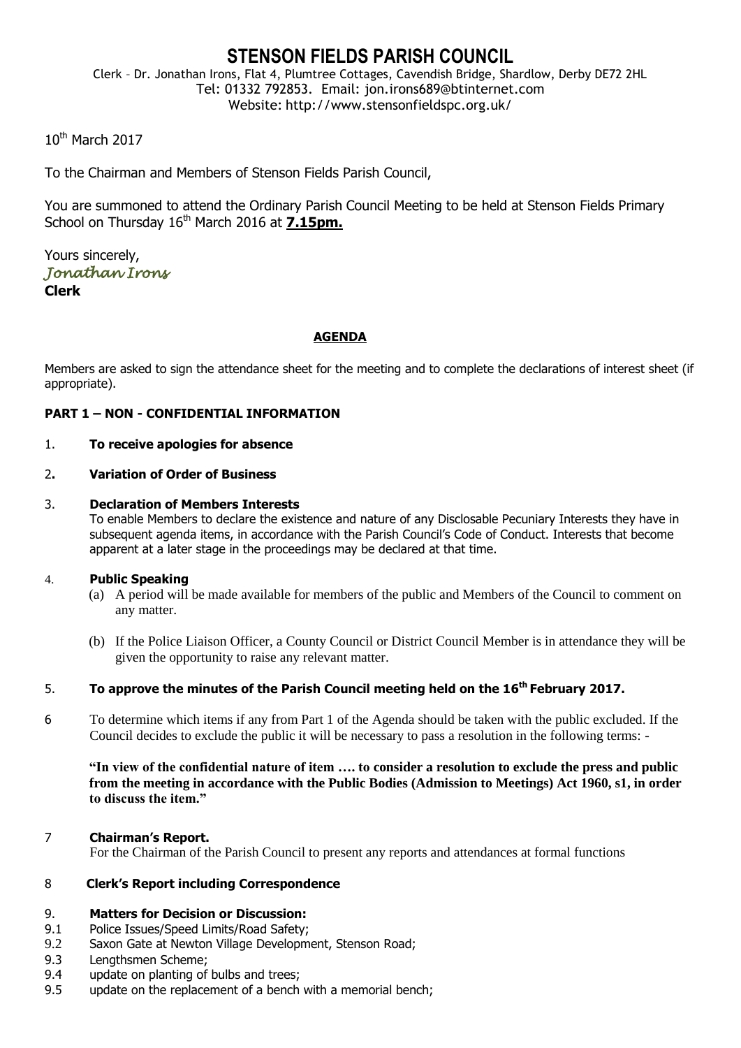# STENSON FIELDS PARISH COUNCIL

Clerk – Dr. Jonathan Irons, Flat 4, Plumtree Cottages, Cavendish Bridge, Shardlow, Derby DE72 2HL
Tel: 01332 792853. Email: jon.irons689@btinternet.com
Website: http://www.stensonfieldspc.org.uk/

10th March 2017

To the Chairman and Members of Stenson Fields Parish Council,

You are summoned to attend the Ordinary Parish Council Meeting to be held at Stenson Fields Primary School on Thursday 16th March 2016 at **7.15pm.**

Yours sincerely,
*Jonathan Irons*
**Clerk**

## AGENDA

Members are asked to sign the attendance sheet for the meeting and to complete the declarations of interest sheet (if appropriate).

**PART 1 – NON - CONFIDENTIAL INFORMATION**

1. **To receive apologies for absence**

2. **Variation of Order of Business**

3. **Declaration of Members Interests**
   To enable Members to declare the existence and nature of any Disclosable Pecuniary Interests they have in subsequent agenda items, in accordance with the Parish Council's Code of Conduct. Interests that become apparent at a later stage in the proceedings may be declared at that time.

4. **Public Speaking**
   (a) A period will be made available for members of the public and Members of the Council to comment on any matter.

   (b) If the Police Liaison Officer, a County Council or District Council Member is in attendance they will be given the opportunity to raise any relevant matter.

5. **To approve the minutes of the Parish Council meeting held on the 16th February 2017.**

6. To determine which items if any from Part 1 of the Agenda should be taken with the public excluded. If the Council decides to exclude the public it will be necessary to pass a resolution in the following terms: -

   **"In view of the confidential nature of item …. to consider a resolution to exclude the press and public from the meeting in accordance with the Public Bodies (Admission to Meetings) Act 1960, s1, in order to discuss the item."**

7. **Chairman's Report.**
   For the Chairman of the Parish Council to present any reports and attendances at formal functions

8. **Clerk's Report including Correspondence**

9. **Matters for Decision or Discussion:**

9.1 Police Issues/Speed Limits/Road Safety;
9.2 Saxon Gate at Newton Village Development, Stenson Road;
9.3 Lengthsmen Scheme;
9.4 update on planting of bulbs and trees;
9.5 update on the replacement of a bench with a memorial bench;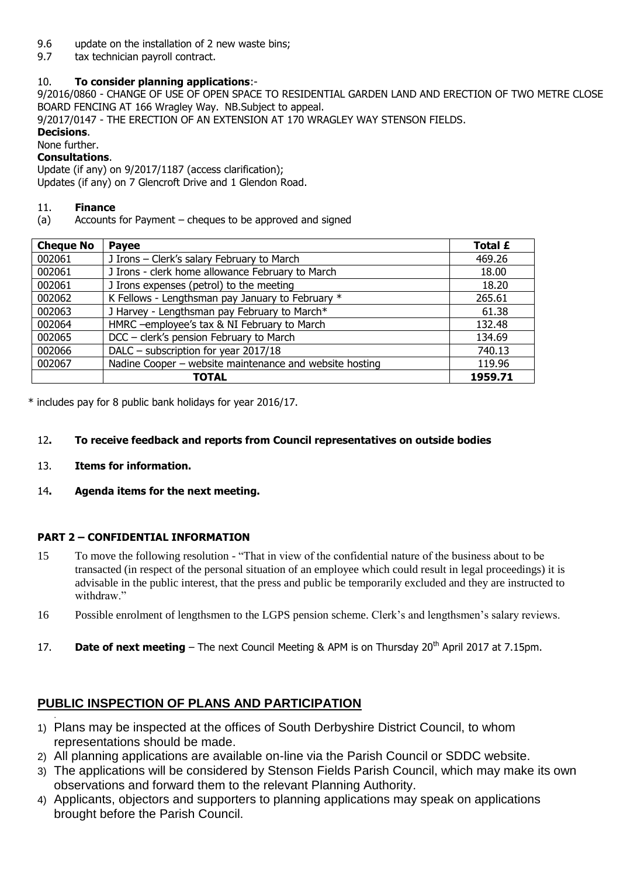9.6 update on the installation of 2 new waste bins;
9.7 tax technician payroll contract.

10. **To consider planning applications**:-

9/2016/0860 - CHANGE OF USE OF OPEN SPACE TO RESIDENTIAL GARDEN LAND AND ERECTION OF TWO METRE CLOSE BOARD FENCING AT 166 Wragley Way. NB.Subject to appeal.

9/2017/0147 - THE ERECTION OF AN EXTENSION AT 170 WRAGLEY WAY STENSON FIELDS.

**Decisions**.

None further.

**Consultations**.

Update (if any) on 9/2017/1187 (access clarification);
Updates (if any) on 7 Glencroft Drive and 1 Glendon Road.

11. **Finance**

(a) Accounts for Payment – cheques to be approved and signed

| **Cheque No** | **Payee** | **Total £** |
|---|---|---|
| 002061 | J Irons – Clerk's salary February to March | 469.26 |
| 002061 | J Irons - clerk home allowance February to March | 18.00 |
| 002061 | J Irons expenses (petrol) to the meeting | 18.20 |
| 002062 | K Fellows - Lengthsman pay January to February * | 265.61 |
| 002063 | J Harvey - Lengthsman pay February to March* | 61.38 |
| 002064 | HMRC –employee's tax & NI February to March | 132.48 |
| 002065 | DCC – clerk's pension February to March | 134.69 |
| 002066 | DALC – subscription for year 2017/18 | 740.13 |
| 002067 | Nadine Cooper – website maintenance and website hosting | 119.96 |
| | **TOTAL** | **1959.71** |

\* includes pay for 8 public bank holidays for year 2016/17.

12**. To receive feedback and reports from Council representatives on outside bodies**

13. **Items for information.**

14**. Agenda items for the next meeting.**

**PART 2 – CONFIDENTIAL INFORMATION**

15 To move the following resolution - "That in view of the confidential nature of the business about to be transacted (in respect of the personal situation of an employee which could result in legal proceedings) it is advisable in the public interest, that the press and public be temporarily excluded and they are instructed to withdraw."

16 Possible enrolment of lengthsmen to the LGPS pension scheme. Clerk's and lengthsmen's salary reviews.

17. **Date of next meeting** – The next Council Meeting & APM is on Thursday 20th April 2017 at 7.15pm.

## PUBLIC INSPECTION OF PLANS AND PARTICIPATION

1) Plans may be inspected at the offices of South Derbyshire District Council, to whom representations should be made.
2) All planning applications are available on-line via the Parish Council or SDDC website.
3) The applications will be considered by Stenson Fields Parish Council, which may make its own observations and forward them to the relevant Planning Authority.
4) Applicants, objectors and supporters to planning applications may speak on applications brought before the Parish Council.